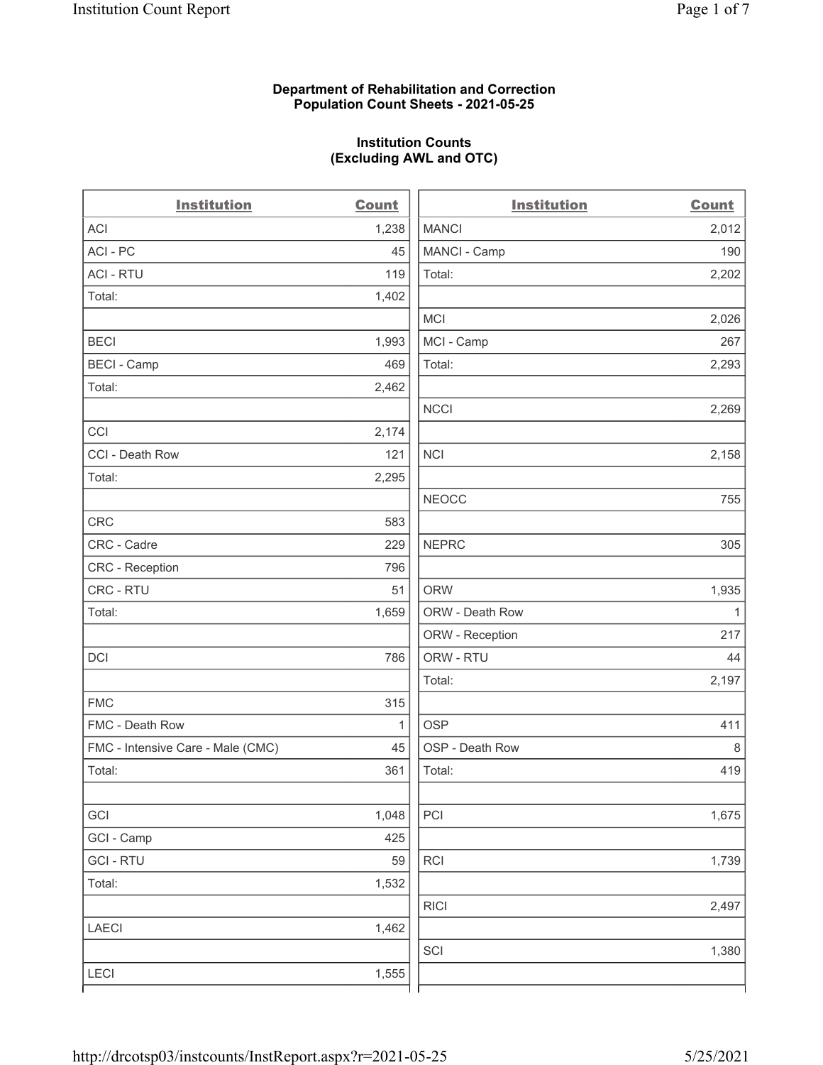**Department of Rehabilitation and Correction**
**Population Count Sheets - 2021-05-25**

**Institution Counts**
**(Excluding AWL and OTC)**

| Institution | Count |
|---|---|
| ACI | 1,238 |
| ACI - PC | 45 |
| ACI - RTU | 119 |
| Total: | 1,402 |
| | |
| BECI | 1,993 |
| BECI - Camp | 469 |
| Total: | 2,462 |
| | |
| CCI | 2,174 |
| CCI - Death Row | 121 |
| Total: | 2,295 |
| | |
| CRC | 583 |
| CRC - Cadre | 229 |
| CRC - Reception | 796 |
| CRC - RTU | 51 |
| Total: | 1,659 |
| | |
| DCI | 786 |
| | |
| FMC | 315 |
| FMC - Death Row | 1 |
| FMC - Intensive Care - Male (CMC) | 45 |
| Total: | 361 |
| | |
| GCI | 1,048 |
| GCI - Camp | 425 |
| GCI - RTU | 59 |
| Total: | 1,532 |
| | |
| LAECI | 1,462 |
| | |
| LECI | 1,555 |
| MANCI | 2,012 |
| MANCI - Camp | 190 |
| Total: | 2,202 |
| | |
| MCI | 2,026 |
| MCI - Camp | 267 |
| Total: | 2,293 |
| | |
| NCCI | 2,269 |
| | |
| NCI | 2,158 |
| | |
| NEOCC | 755 |
| | |
| NEPRC | 305 |
| | |
| ORW | 1,935 |
| ORW - Death Row | 1 |
| ORW - Reception | 217 |
| ORW - RTU | 44 |
| Total: | 2,197 |
| | |
| OSP | 411 |
| OSP - Death Row | 8 |
| Total: | 419 |
| | |
| PCI | 1,675 |
| | |
| RCI | 1,739 |
| | |
| RICI | 2,497 |
| | |
| SCI | 1,380 |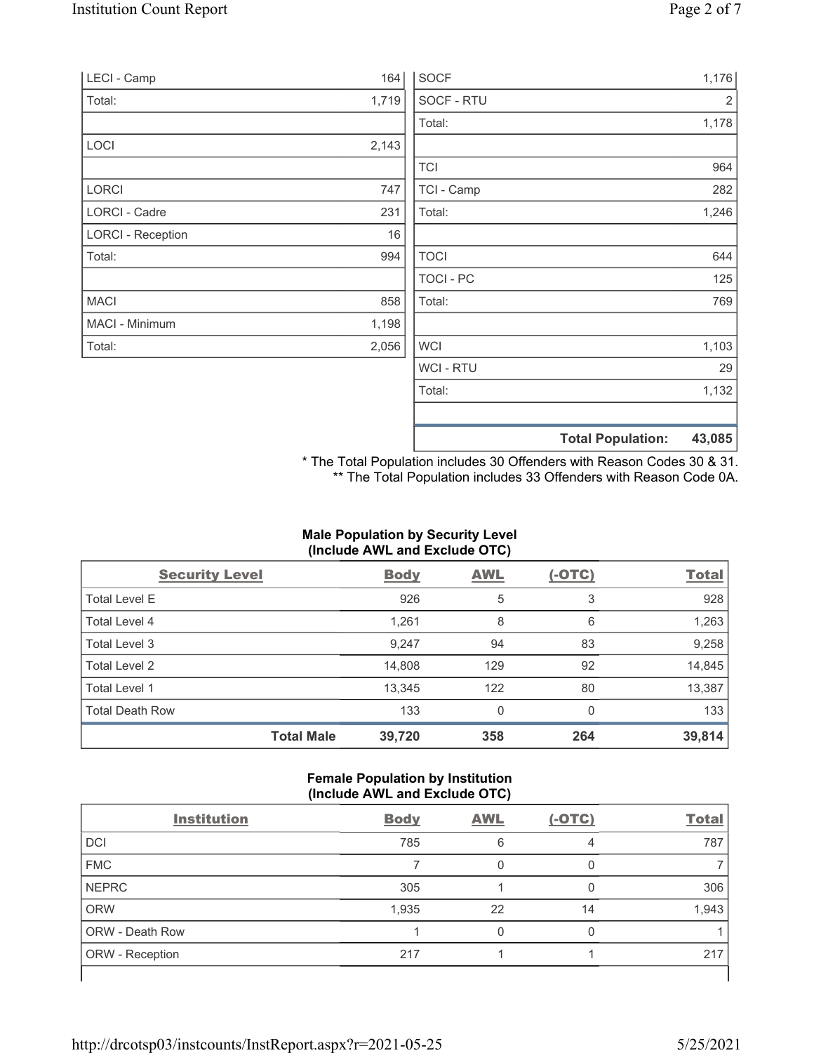| | |
|---|---|
| LECI - Camp | 164 |
| Total: | 1,719 |
| | |
| LOCI | 2,143 |
| | |
| LORCI | 747 |
| LORCI - Cadre | 231 |
| LORCI - Reception | 16 |
| Total: | 994 |
| | |
| MACI | 858 |
| MACI - Minimum | 1,198 |
| Total: | 2,056 |

| | |
|---|---|
| SOCF | 1,176 |
| SOCF - RTU | 2 |
| Total: | 1,178 |
| | |
| TCI | 964 |
| TCI - Camp | 282 |
| Total: | 1,246 |
| | |
| TOCI | 644 |
| TOCI - PC | 125 |
| Total: | 769 |
| | |
| WCI | 1,103 |
| WCI - RTU | 29 |
| Total: | 1,132 |
| | |
| **Total Population:** | **43,085** |

\* The Total Population includes 30 Offenders with Reason Codes 30 & 31.
\*\* The Total Population includes 33 Offenders with Reason Code 0A.

**Male Population by Security Level (Include AWL and Exclude OTC)**

| Security Level | Body | AWL | (-OTC) | Total |
|---|---|---|---|---|
| Total Level E | 926 | 5 | 3 | 928 |
| Total Level 4 | 1,261 | 8 | 6 | 1,263 |
| Total Level 3 | 9,247 | 94 | 83 | 9,258 |
| Total Level 2 | 14,808 | 129 | 92 | 14,845 |
| Total Level 1 | 13,345 | 122 | 80 | 13,387 |
| Total Death Row | 133 | 0 | 0 | 133 |
| **Total Male** | **39,720** | **358** | **264** | **39,814** |

**Female Population by Institution (Include AWL and Exclude OTC)**

| Institution | Body | AWL | (-OTC) | Total |
|---|---|---|---|---|
| DCI | 785 | 6 | 4 | 787 |
| FMC | 7 | 0 | 0 | 7 |
| NEPRC | 305 | 1 | 0 | 306 |
| ORW | 1,935 | 22 | 14 | 1,943 |
| ORW - Death Row | 1 | 0 | 0 | 1 |
| ORW - Reception | 217 | 1 | 1 | 217 |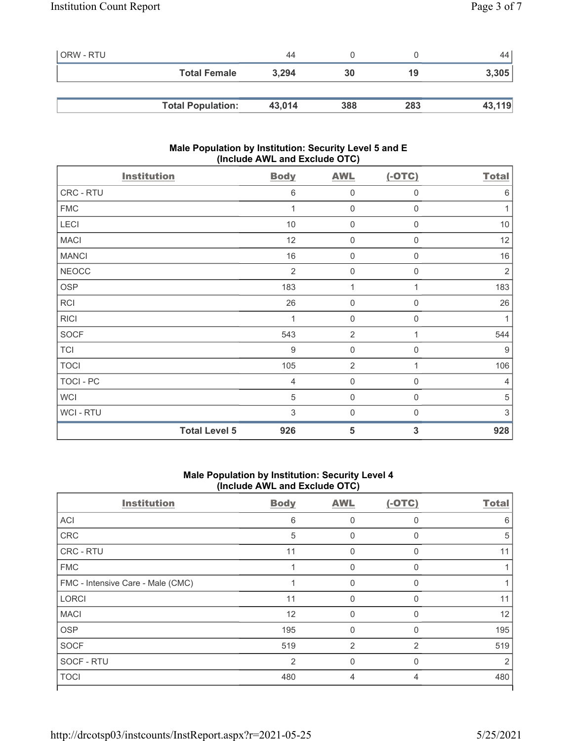| | | | | |
|---|---|---|---|---|
| ORW - RTU | 44 | 0 | 0 | 44 |
| **Total Female** | **3,294** | **30** | **19** | **3,305** |

| | | | | |
|---|---|---|---|---|
| **Total Population:** | **43,014** | **388** | **283** | **43,119** |

### Male Population by Institution: Security Level 5 and E (Include AWL and Exclude OTC)

| Institution | Body | AWL | (-OTC) | Total |
|---|---|---|---|---|
| CRC - RTU | 6 | 0 | 0 | 6 |
| FMC | 1 | 0 | 0 | 1 |
| LECI | 10 | 0 | 0 | 10 |
| MACI | 12 | 0 | 0 | 12 |
| MANCI | 16 | 0 | 0 | 16 |
| NEOCC | 2 | 0 | 0 | 2 |
| OSP | 183 | 1 | 1 | 183 |
| RCI | 26 | 0 | 0 | 26 |
| RICI | 1 | 0 | 0 | 1 |
| SOCF | 543 | 2 | 1 | 544 |
| TCI | 9 | 0 | 0 | 9 |
| TOCI | 105 | 2 | 1 | 106 |
| TOCI - PC | 4 | 0 | 0 | 4 |
| WCI | 5 | 0 | 0 | 5 |
| WCI - RTU | 3 | 0 | 0 | 3 |
| **Total Level 5** | **926** | **5** | **3** | **928** |

### Male Population by Institution: Security Level 4 (Include AWL and Exclude OTC)

| Institution | Body | AWL | (-OTC) | Total |
|---|---|---|---|---|
| ACI | 6 | 0 | 0 | 6 |
| CRC | 5 | 0 | 0 | 5 |
| CRC - RTU | 11 | 0 | 0 | 11 |
| FMC | 1 | 0 | 0 | 1 |
| FMC - Intensive Care - Male (CMC) | 1 | 0 | 0 | 1 |
| LORCI | 11 | 0 | 0 | 11 |
| MACI | 12 | 0 | 0 | 12 |
| OSP | 195 | 0 | 0 | 195 |
| SOCF | 519 | 2 | 2 | 519 |
| SOCF - RTU | 2 | 0 | 0 | 2 |
| TOCI | 480 | 4 | 4 | 480 |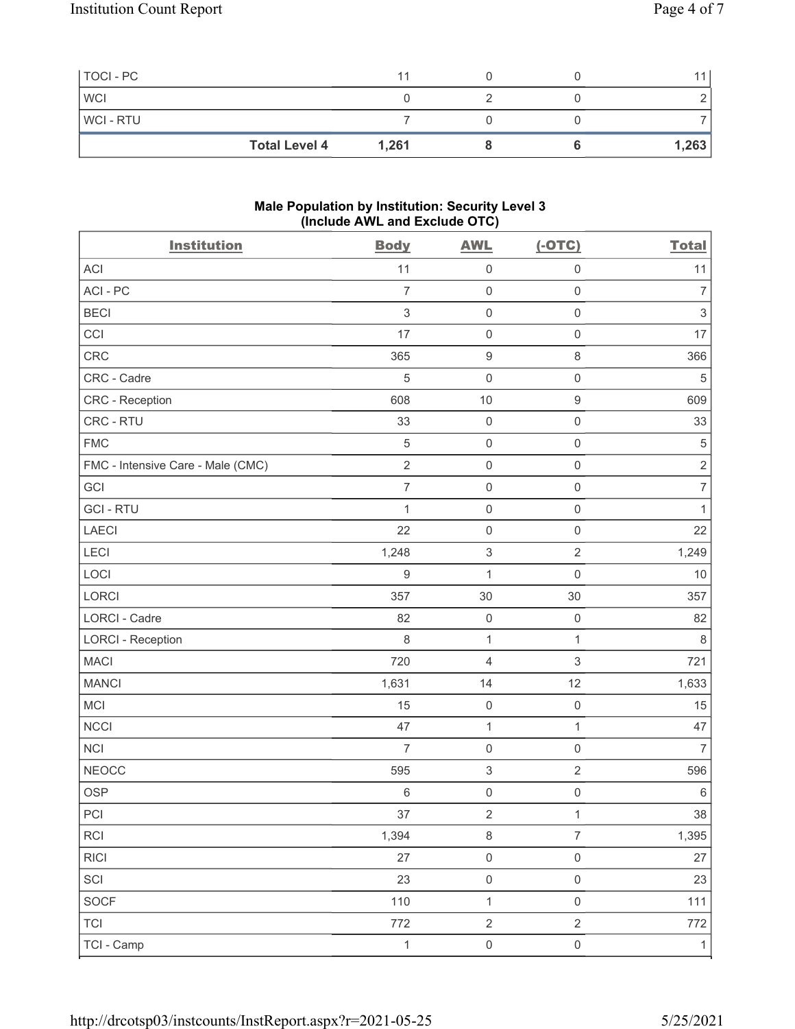| | | | | |
|---|---|---|---|---|
| TOCI - PC | 11 | 0 | 0 | 11 |
| WCI | 0 | 2 | 0 | 2 |
| WCI - RTU | 7 | 0 | 0 | 7 |
| **Total Level 4** | **1,261** | **8** | **6** | **1,263** |

**Male Population by Institution: Security Level 3 (Include AWL and Exclude OTC)**

| Institution | Body | AWL | (-OTC) | Total |
|---|---|---|---|---|
| ACI | 11 | 0 | 0 | 11 |
| ACI - PC | 7 | 0 | 0 | 7 |
| BECI | 3 | 0 | 0 | 3 |
| CCI | 17 | 0 | 0 | 17 |
| CRC | 365 | 9 | 8 | 366 |
| CRC - Cadre | 5 | 0 | 0 | 5 |
| CRC - Reception | 608 | 10 | 9 | 609 |
| CRC - RTU | 33 | 0 | 0 | 33 |
| FMC | 5 | 0 | 0 | 5 |
| FMC - Intensive Care - Male (CMC) | 2 | 0 | 0 | 2 |
| GCI | 7 | 0 | 0 | 7 |
| GCI - RTU | 1 | 0 | 0 | 1 |
| LAECI | 22 | 0 | 0 | 22 |
| LECI | 1,248 | 3 | 2 | 1,249 |
| LOCI | 9 | 1 | 0 | 10 |
| LORCI | 357 | 30 | 30 | 357 |
| LORCI - Cadre | 82 | 0 | 0 | 82 |
| LORCI - Reception | 8 | 1 | 1 | 8 |
| MACI | 720 | 4 | 3 | 721 |
| MANCI | 1,631 | 14 | 12 | 1,633 |
| MCI | 15 | 0 | 0 | 15 |
| NCCI | 47 | 1 | 1 | 47 |
| NCI | 7 | 0 | 0 | 7 |
| NEOCC | 595 | 3 | 2 | 596 |
| OSP | 6 | 0 | 0 | 6 |
| PCI | 37 | 2 | 1 | 38 |
| RCI | 1,394 | 8 | 7 | 1,395 |
| RICI | 27 | 0 | 0 | 27 |
| SCI | 23 | 0 | 0 | 23 |
| SOCF | 110 | 1 | 0 | 111 |
| TCI | 772 | 2 | 2 | 772 |
| TCI - Camp | 1 | 0 | 0 | 1 |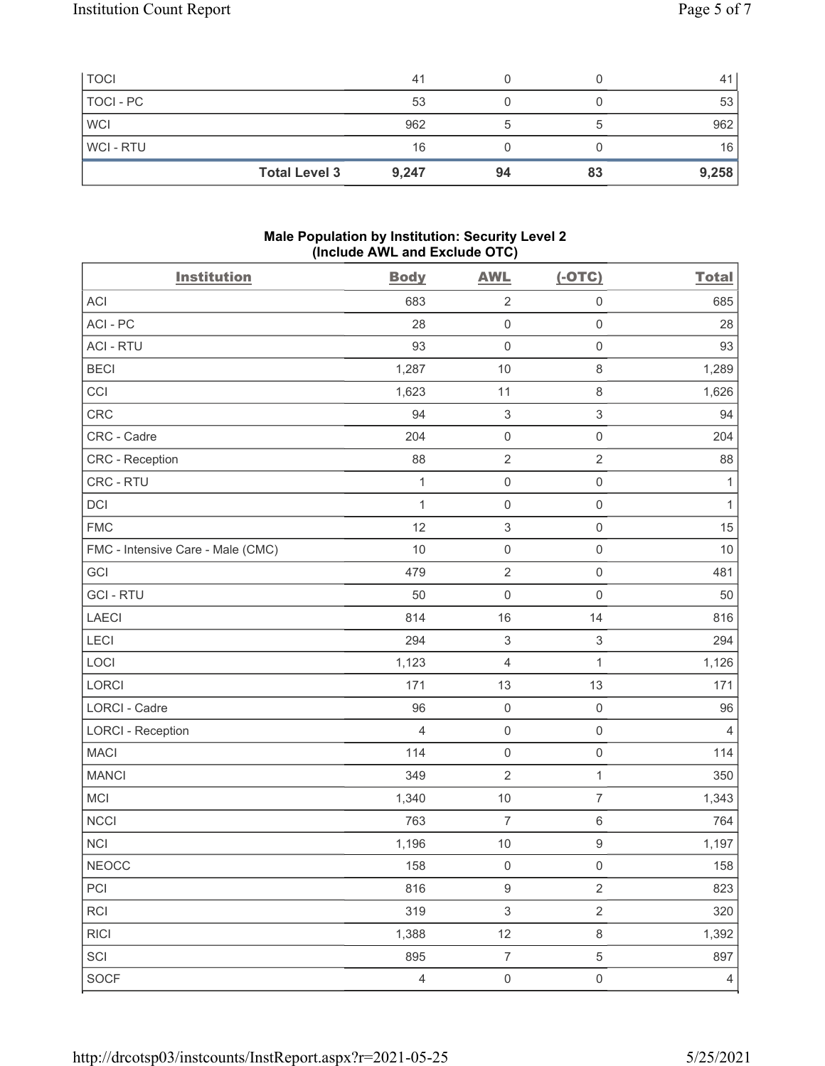| TOCI | | 41 | 0 | 0 | 41 |
|---|---|---|---|---|---|
| TOCI - PC | | 53 | 0 | 0 | 53 |
| WCI | | 962 | 5 | 5 | 962 |
| WCI - RTU | | 16 | 0 | 0 | 16 |
| | **Total Level 3** | **9,247** | **94** | **83** | **9,258** |

**Male Population by Institution: Security Level 2 (Include AWL and Exclude OTC)**

| Institution | Body | AWL | (-OTC) | Total |
|---|---|---|---|---|
| ACI | 683 | 2 | 0 | 685 |
| ACI - PC | 28 | 0 | 0 | 28 |
| ACI - RTU | 93 | 0 | 0 | 93 |
| BECI | 1,287 | 10 | 8 | 1,289 |
| CCI | 1,623 | 11 | 8 | 1,626 |
| CRC | 94 | 3 | 3 | 94 |
| CRC - Cadre | 204 | 0 | 0 | 204 |
| CRC - Reception | 88 | 2 | 2 | 88 |
| CRC - RTU | 1 | 0 | 0 | 1 |
| DCI | 1 | 0 | 0 | 1 |
| FMC | 12 | 3 | 0 | 15 |
| FMC - Intensive Care - Male (CMC) | 10 | 0 | 0 | 10 |
| GCI | 479 | 2 | 0 | 481 |
| GCI - RTU | 50 | 0 | 0 | 50 |
| LAECI | 814 | 16 | 14 | 816 |
| LECI | 294 | 3 | 3 | 294 |
| LOCI | 1,123 | 4 | 1 | 1,126 |
| LORCI | 171 | 13 | 13 | 171 |
| LORCI - Cadre | 96 | 0 | 0 | 96 |
| LORCI - Reception | 4 | 0 | 0 | 4 |
| MACI | 114 | 0 | 0 | 114 |
| MANCI | 349 | 2 | 1 | 350 |
| MCI | 1,340 | 10 | 7 | 1,343 |
| NCCI | 763 | 7 | 6 | 764 |
| NCI | 1,196 | 10 | 9 | 1,197 |
| NEOCC | 158 | 0 | 0 | 158 |
| PCI | 816 | 9 | 2 | 823 |
| RCI | 319 | 3 | 2 | 320 |
| RICI | 1,388 | 12 | 8 | 1,392 |
| SCI | 895 | 7 | 5 | 897 |
| SOCF | 4 | 0 | 0 | 4 |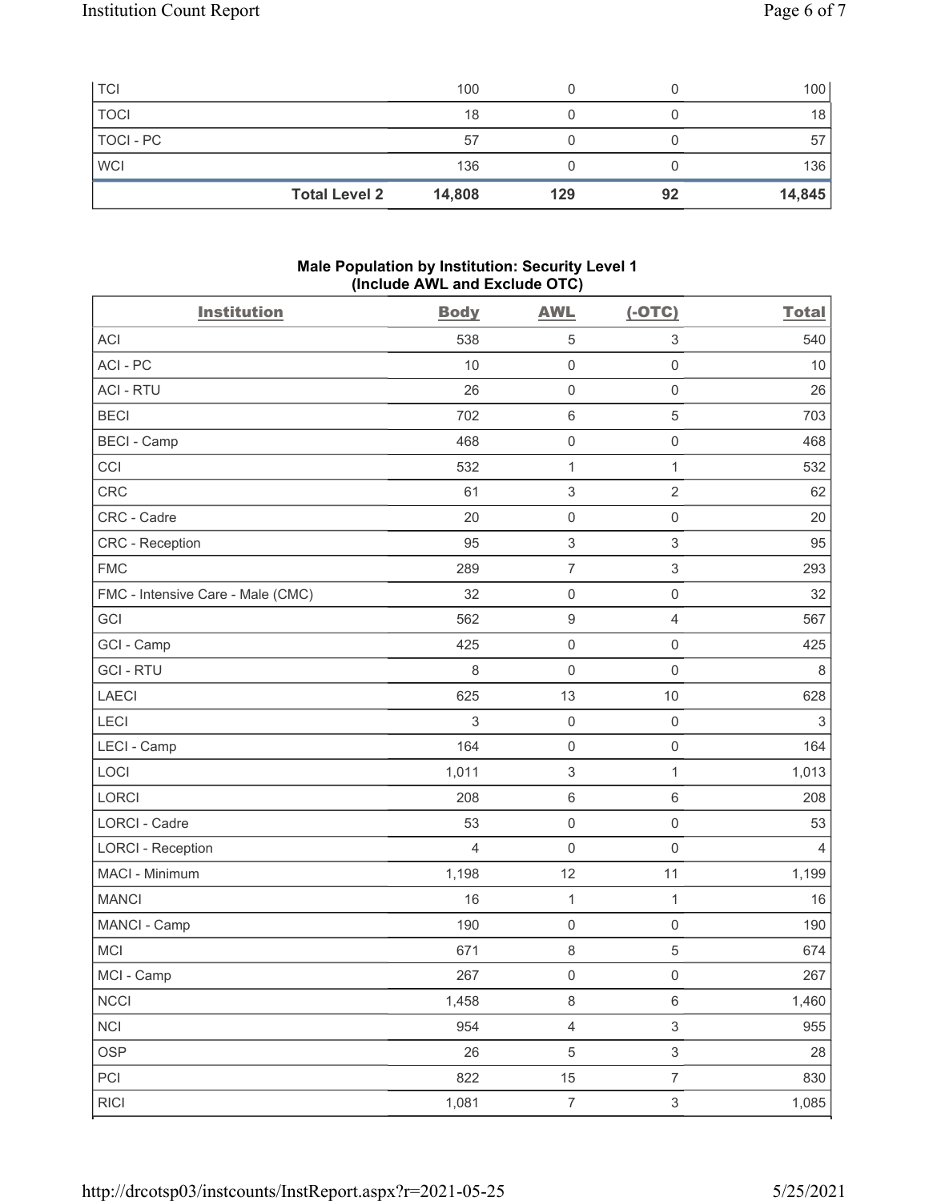| TCI | 100 | 0 | 0 | 100 |
|---|---|---|---|---|
| TOCI | 18 | 0 | 0 | 18 |
| TOCI - PC | 57 | 0 | 0 | 57 |
| WCI | 136 | 0 | 0 | 136 |
| **Total Level 2** | **14,808** | **129** | **92** | **14,845** |

### Male Population by Institution: Security Level 1 (Include AWL and Exclude OTC)

| Institution | Body | AWL | (-OTC) | Total |
|---|---|---|---|---|
| ACI | 538 | 5 | 3 | 540 |
| ACI - PC | 10 | 0 | 0 | 10 |
| ACI - RTU | 26 | 0 | 0 | 26 |
| BECI | 702 | 6 | 5 | 703 |
| BECI - Camp | 468 | 0 | 0 | 468 |
| CCI | 532 | 1 | 1 | 532 |
| CRC | 61 | 3 | 2 | 62 |
| CRC - Cadre | 20 | 0 | 0 | 20 |
| CRC - Reception | 95 | 3 | 3 | 95 |
| FMC | 289 | 7 | 3 | 293 |
| FMC - Intensive Care - Male (CMC) | 32 | 0 | 0 | 32 |
| GCI | 562 | 9 | 4 | 567 |
| GCI - Camp | 425 | 0 | 0 | 425 |
| GCI - RTU | 8 | 0 | 0 | 8 |
| LAECI | 625 | 13 | 10 | 628 |
| LECI | 3 | 0 | 0 | 3 |
| LECI - Camp | 164 | 0 | 0 | 164 |
| LOCI | 1,011 | 3 | 1 | 1,013 |
| LORCI | 208 | 6 | 6 | 208 |
| LORCI - Cadre | 53 | 0 | 0 | 53 |
| LORCI - Reception | 4 | 0 | 0 | 4 |
| MACI - Minimum | 1,198 | 12 | 11 | 1,199 |
| MANCI | 16 | 1 | 1 | 16 |
| MANCI - Camp | 190 | 0 | 0 | 190 |
| MCI | 671 | 8 | 5 | 674 |
| MCI - Camp | 267 | 0 | 0 | 267 |
| NCCI | 1,458 | 8 | 6 | 1,460 |
| NCI | 954 | 4 | 3 | 955 |
| OSP | 26 | 5 | 3 | 28 |
| PCI | 822 | 15 | 7 | 830 |
| RICI | 1,081 | 7 | 3 | 1,085 |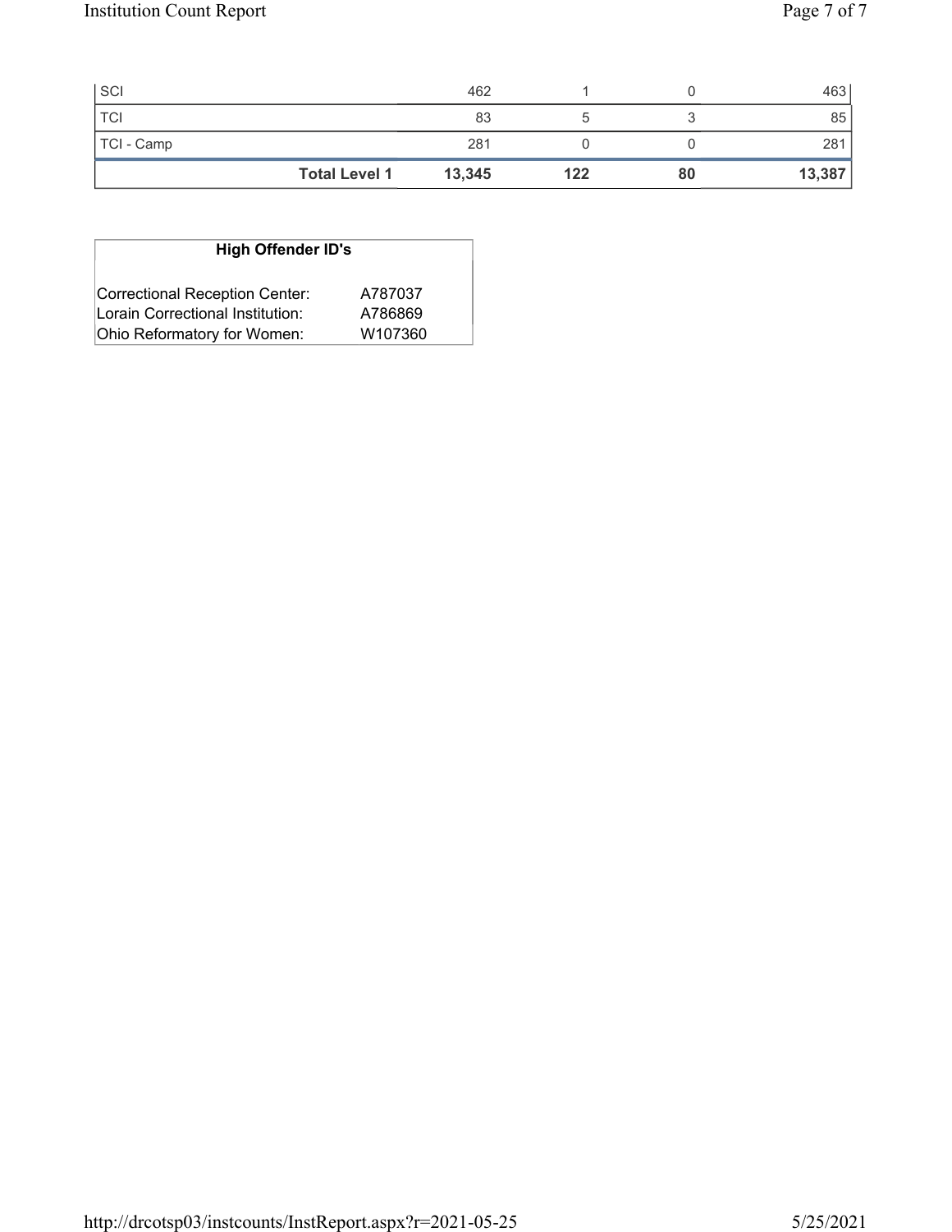| | | | | |
|---|---|---|---|---|
| SCI | 462 | 1 | 0 | 463 |
| TCI | 83 | 5 | 3 | 85 |
| TCI - Camp | 281 | 0 | 0 | 281 |
| **Total Level 1** | **13,345** | **122** | **80** | **13,387** |

| High Offender ID's | |
|---|---|
| Correctional Reception Center: | A787037 |
| Lorain Correctional Institution: | A786869 |
| Ohio Reformatory for Women: | W107360 |